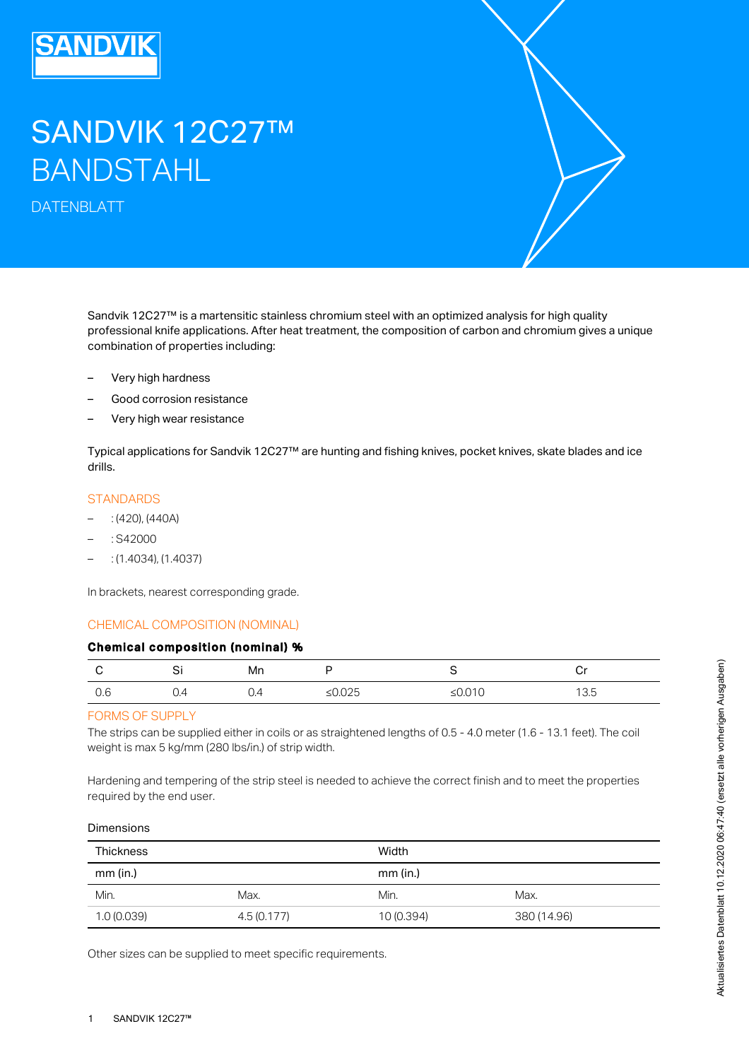# SANDVIK 12C27™ BANDSTAHL

DATENBLATT

Sandvik 12C27™ is a martensitic stainless chromium steel with an optimized analysis for high quality professional knife applications. After heat treatment, the composition of carbon and chromium gives a unique combination of properties including:

- Very high hardness
- Good corrosion resistance
- Very high wear resistance

Typical applications for Sandvik 12C27™ are hunting and fishing knives, pocket knives, skate blades and ice drills.

## STANDARDS

- : (420), (440A)
- : S42000
- : (1.4034), (1.4037)

In brackets, nearest corresponding grade.

## CHEMICAL COMPOSITION (NOMINAL)

**Chemical composition (nominal) %**

| C | Si | Mn | P | S | Cr |
|---|---|---|---|---|---|
| 0.6 | 0.4 | 0.4 | ≤0.025 | ≤0.010 | 13.5 |

## FORMS OF SUPPLY

The strips can be supplied either in coils or as straightened lengths of 0.5 - 4.0 meter (1.6 - 13.1 feet). The coil weight is max 5 kg/mm (280 lbs/in.) of strip width.

Hardening and tempering of the strip steel is needed to achieve the correct finish and to meet the properties required by the end user.

Dimensions

| Thickness | | Width | |
|---|---|---|---|
| mm (in.) | | mm (in.) | |
| Min. | Max. | Min. | Max. |
| 1.0 (0.039) | 4.5 (0.177) | 10 (0.394) | 380 (14.96) |

Other sizes can be supplied to meet specific requirements.

Aktualisiertes Datenblatt 10.12.2020 06:47:40 (ersetzt alle vorherigen Ausgaben)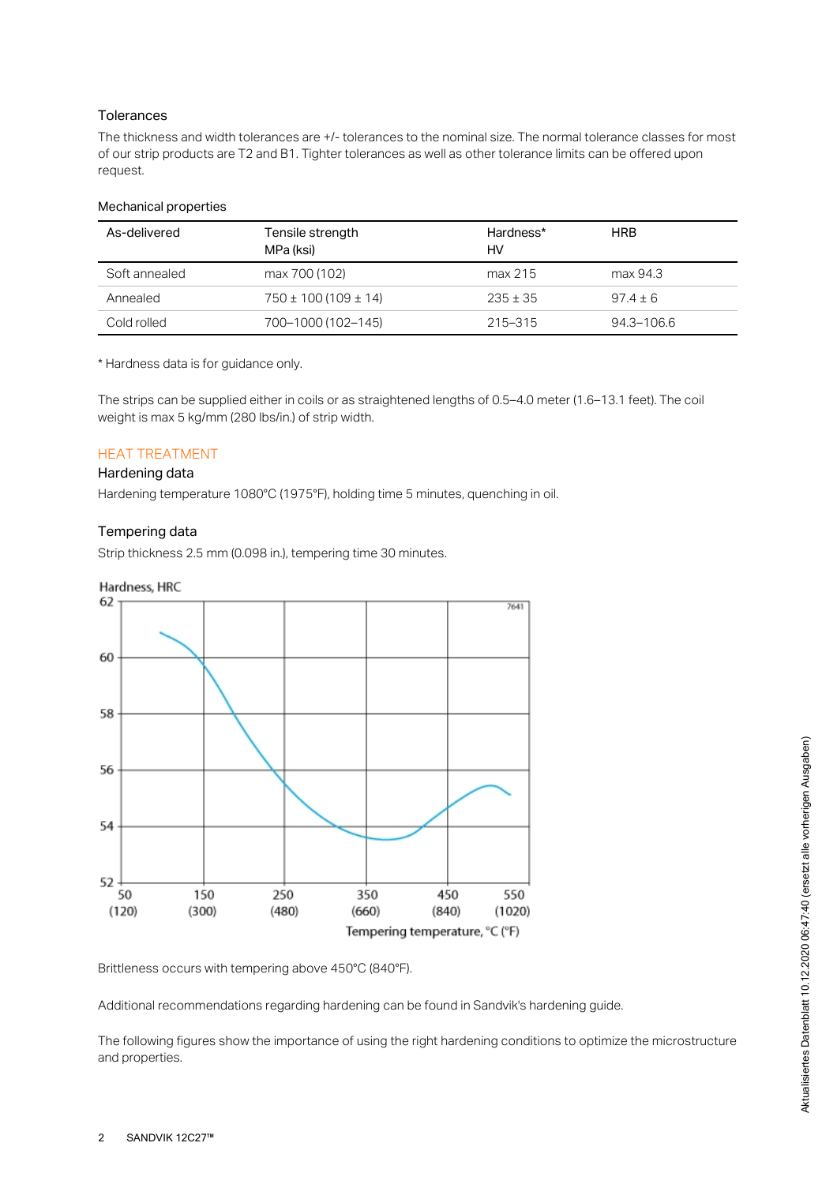### Tolerances

The thickness and width tolerances are +/- tolerances to the nominal size. The normal tolerance classes for most of our strip products are T2 and B1. Tighter tolerances as well as other tolerance limits can be offered upon request.

### Mechanical properties

| As-delivered | Tensile strength MPa (ksi) | Hardness* HV | HRB |
|---|---|---|---|
| Soft annealed | max 700 (102) | max 215 | max 94.3 |
| Annealed | 750 ± 100 (109 ± 14) | 235 ± 35 | 97.4 ± 6 |
| Cold rolled | 700–1000 (102–145) | 215–315 | 94.3–106.6 |

* Hardness data is for guidance only.

The strips can be supplied either in coils or as straightened lengths of 0.5–4.0 meter (1.6–13.1 feet). The coil weight is max 5 kg/mm (280 lbs/in.) of strip width.

## HEAT TREATMENT

### Hardening data

Hardening temperature 1080°C (1975°F), holding time 5 minutes, quenching in oil.

### Tempering data

Strip thickness 2.5 mm (0.098 in.), tempering time 30 minutes.

Hardness, HRC

62
60
58
56
54
52

7641

50 (120)
150 (300)
250 (480)
350 (660)
450 (840)
550 (1020)

Tempering temperature, °C (°F)

Brittleness occurs with tempering above 450°C (840°F).

Additional recommendations regarding hardening can be found in Sandvik's hardening guide.

The following figures show the importance of using the right hardening conditions to optimize the microstructure and properties.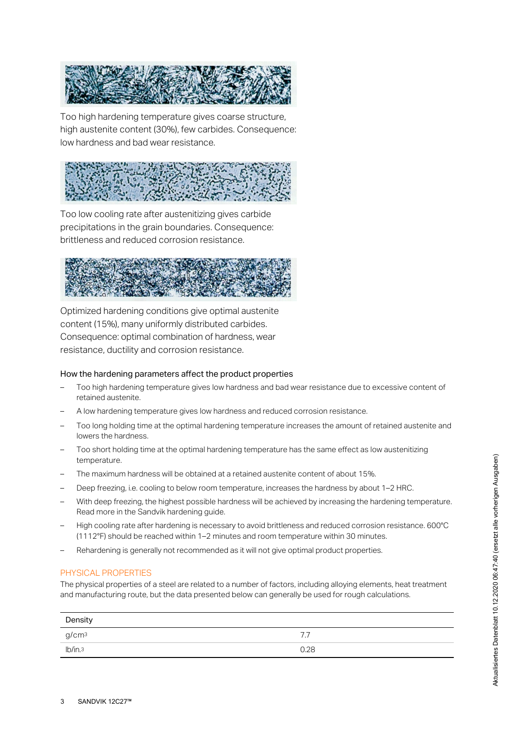Too high hardening temperature gives coarse structure, high austenite content (30%), few carbides. Consequence: low hardness and bad wear resistance.

Too low cooling rate after austenitizing gives carbide precipitations in the grain boundaries. Consequence: brittleness and reduced corrosion resistance.

Optimized hardening conditions give optimal austenite content (15%), many uniformly distributed carbides. Consequence: optimal combination of hardness, wear resistance, ductility and corrosion resistance.

### How the hardening parameters affect the product properties

- Too high hardening temperature gives low hardness and bad wear resistance due to excessive content of retained austenite.
- A low hardening temperature gives low hardness and reduced corrosion resistance.
- Too long holding time at the optimal hardening temperature increases the amount of retained austenite and lowers the hardness.
- Too short holding time at the optimal hardening temperature has the same effect as low austenitizing temperature.
- The maximum hardness will be obtained at a retained austenite content of about 15%.
- Deep freezing, i.e. cooling to below room temperature, increases the hardness by about 1–2 HRC.
- With deep freezing, the highest possible hardness will be achieved by increasing the hardening temperature. Read more in the Sandvik hardening guide.
- High cooling rate after hardening is necessary to avoid brittleness and reduced corrosion resistance. 600°C (1112°F) should be reached within 1–2 minutes and room temperature within 30 minutes.
- Rehardening is generally not recommended as it will not give optimal product properties.

## PHYSICAL PROPERTIES

The physical properties of a steel are related to a number of factors, including alloying elements, heat treatment and manufacturing route, but the data presented below can generally be used for rough calculations.

| Density | |
|---|---|
| $g/cm^3$ | 7.7 |
| $lb/in.^3$ | 0.28 |

Aktualisiertes Datenblatt 10.12.2020 06:47:40 (ersetzt alle vorherigen Ausgaben)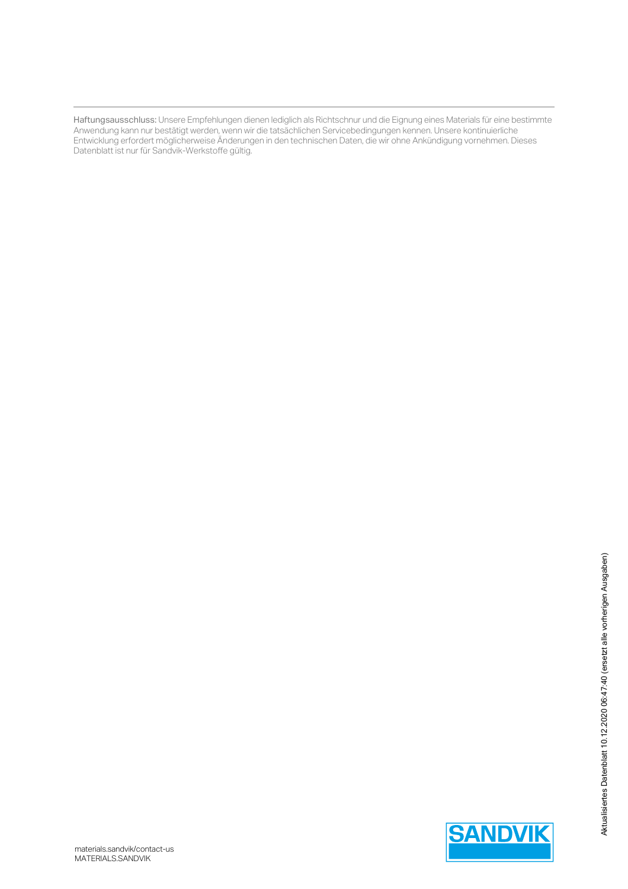**Haftungsausschluss:** Unsere Empfehlungen dienen lediglich als Richtschnur und die Eignung eines Materials für eine bestimmte Anwendung kann nur bestätigt werden, wenn wir die tatsächlichen Servicebedingungen kennen. Unsere kontinuierliche Entwicklung erfordert möglicherweise Änderungen in den technischen Daten, die wir ohne Ankündigung vornehmen. Dieses Datenblatt ist nur für Sandvik-Werkstoffe gültig.

Aktualisiertes Datenblatt 10.12.2020 06:47:40 (ersetzt alle vorherigen Ausgaben)

materials.sandvik/contact-us
MATERIALS.SANDVIK

SANDVIK